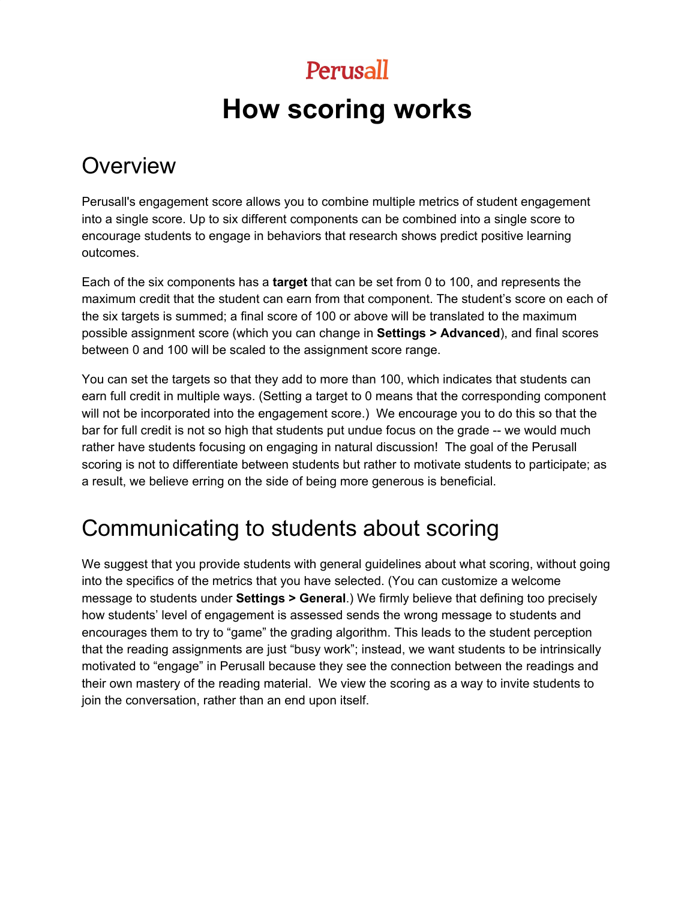Perusall

# How scoring works

## Overview

Perusall's engagement score allows you to combine multiple metrics of student engagement into a single score. Up to six different components can be combined into a single score to encourage students to engage in behaviors that research shows predict positive learning outcomes.

Each of the six components has a **target** that can be set from 0 to 100, and represents the maximum credit that the student can earn from that component. The student's score on each of the six targets is summed; a final score of 100 or above will be translated to the maximum possible assignment score (which you can change in **Settings > Advanced**), and final scores between 0 and 100 will be scaled to the assignment score range.

You can set the targets so that they add to more than 100, which indicates that students can earn full credit in multiple ways. (Setting a target to 0 means that the corresponding component will not be incorporated into the engagement score.) We encourage you to do this so that the bar for full credit is not so high that students put undue focus on the grade -- we would much rather have students focusing on engaging in natural discussion! The goal of the Perusall scoring is not to differentiate between students but rather to motivate students to participate; as a result, we believe erring on the side of being more generous is beneficial.

## Communicating to students about scoring

We suggest that you provide students with general guidelines about what scoring, without going into the specifics of the metrics that you have selected. (You can customize a welcome message to students under **Settings > General**.) We firmly believe that defining too precisely how students' level of engagement is assessed sends the wrong message to students and encourages them to try to "game" the grading algorithm. This leads to the student perception that the reading assignments are just "busy work"; instead, we want students to be intrinsically motivated to "engage" in Perusall because they see the connection between the readings and their own mastery of the reading material. We view the scoring as a way to invite students to join the conversation, rather than an end upon itself.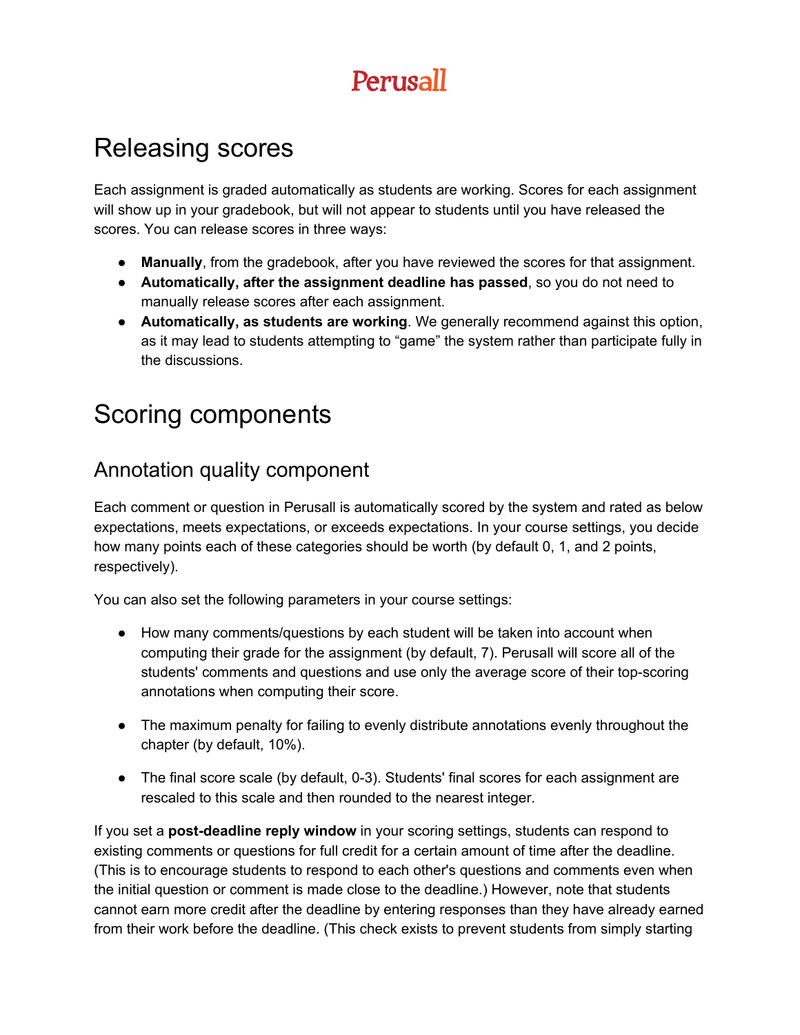# Releasing scores

Each assignment is graded automatically as students are working. Scores for each assignment will show up in your gradebook, but will not appear to students until you have released the scores. You can release scores in three ways:

- **Manually**, from the gradebook, after you have reviewed the scores for that assignment.
- **Automatically, after the assignment deadline has passed**, so you do not need to manually release scores after each assignment.
- **Automatically, as students are working**. We generally recommend against this option, as it may lead to students attempting to "game" the system rather than participate fully in the discussions.

# Scoring components

## Annotation quality component

Each comment or question in Perusall is automatically scored by the system and rated as below expectations, meets expectations, or exceeds expectations. In your course settings, you decide how many points each of these categories should be worth (by default 0, 1, and 2 points, respectively).

You can also set the following parameters in your course settings:

- How many comments/questions by each student will be taken into account when computing their grade for the assignment (by default, 7). Perusall will score all of the students' comments and questions and use only the average score of their top-scoring annotations when computing their score.

- The maximum penalty for failing to evenly distribute annotations evenly throughout the chapter (by default, 10%).

- The final score scale (by default, 0-3). Students' final scores for each assignment are rescaled to this scale and then rounded to the nearest integer.

If you set a **post-deadline reply window** in your scoring settings, students can respond to existing comments or questions for full credit for a certain amount of time after the deadline. (This is to encourage students to respond to each other's questions and comments even when the initial question or comment is made close to the deadline.) However, note that students cannot earn more credit after the deadline by entering responses than they have already earned from their work before the deadline. (This check exists to prevent students from simply starting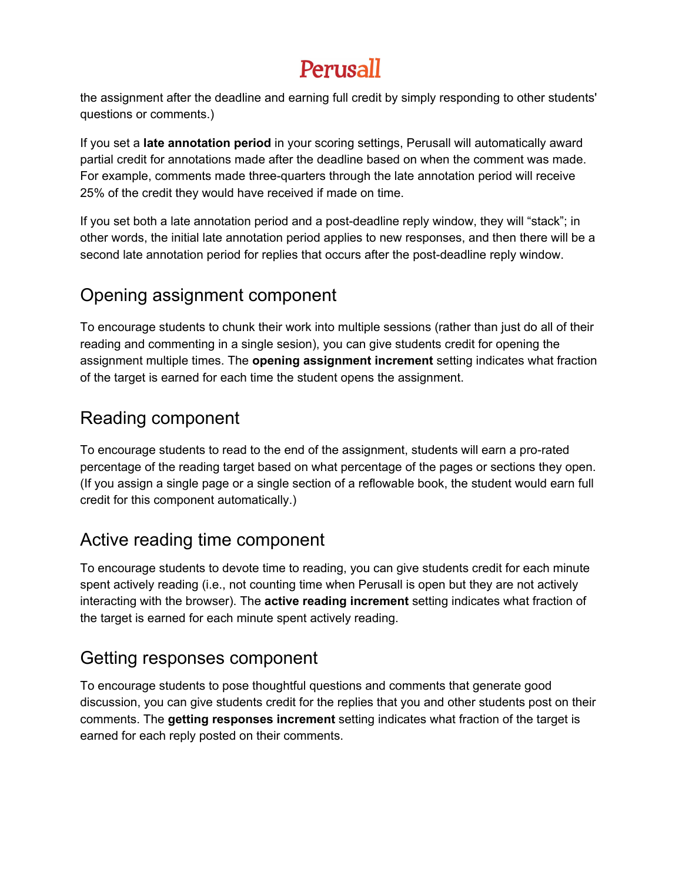the assignment after the deadline and earning full credit by simply responding to other students' questions or comments.)

If you set a **late annotation period** in your scoring settings, Perusall will automatically award partial credit for annotations made after the deadline based on when the comment was made. For example, comments made three-quarters through the late annotation period will receive 25% of the credit they would have received if made on time.

If you set both a late annotation period and a post-deadline reply window, they will "stack"; in other words, the initial late annotation period applies to new responses, and then there will be a second late annotation period for replies that occurs after the post-deadline reply window.

## Opening assignment component

To encourage students to chunk their work into multiple sessions (rather than just do all of their reading and commenting in a single sesion), you can give students credit for opening the assignment multiple times. The **opening assignment increment** setting indicates what fraction of the target is earned for each time the student opens the assignment.

## Reading component

To encourage students to read to the end of the assignment, students will earn a pro-rated percentage of the reading target based on what percentage of the pages or sections they open. (If you assign a single page or a single section of a reflowable book, the student would earn full credit for this component automatically.)

## Active reading time component

To encourage students to devote time to reading, you can give students credit for each minute spent actively reading (i.e., not counting time when Perusall is open but they are not actively interacting with the browser). The **active reading increment** setting indicates what fraction of the target is earned for each minute spent actively reading.

## Getting responses component

To encourage students to pose thoughtful questions and comments that generate good discussion, you can give students credit for the replies that you and other students post on their comments. The **getting responses increment** setting indicates what fraction of the target is earned for each reply posted on their comments.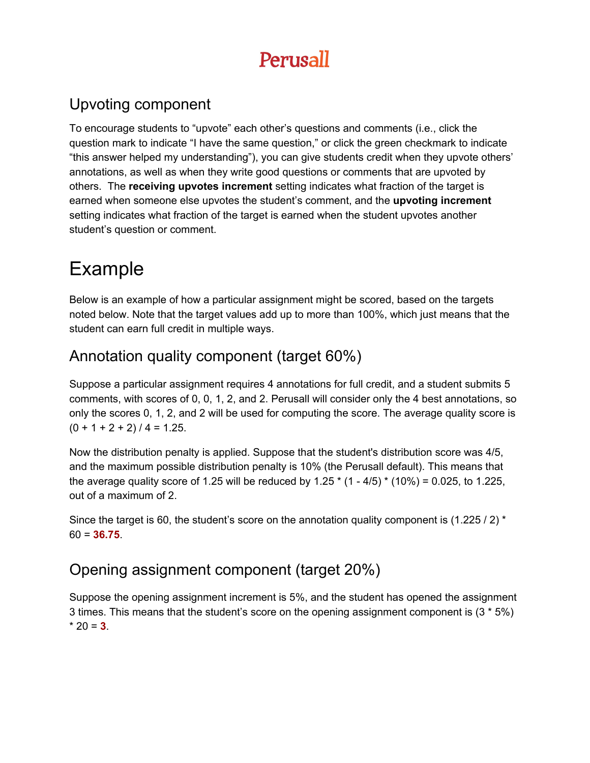## Upvoting component

To encourage students to “upvote” each other’s questions and comments (i.e., click the question mark to indicate “I have the same question,” or click the green checkmark to indicate “this answer helped my understanding”), you can give students credit when they upvote others’ annotations, as well as when they write good questions or comments that are upvoted by others. The **receiving upvotes increment** setting indicates what fraction of the target is earned when someone else upvotes the student’s comment, and the **upvoting increment** setting indicates what fraction of the target is earned when the student upvotes another student’s question or comment.

# Example

Below is an example of how a particular assignment might be scored, based on the targets noted below. Note that the target values add up to more than 100%, which just means that the student can earn full credit in multiple ways.

## Annotation quality component (target 60%)

Suppose a particular assignment requires 4 annotations for full credit, and a student submits 5 comments, with scores of 0, 0, 1, 2, and 2. Perusall will consider only the 4 best annotations, so only the scores 0, 1, 2, and 2 will be used for computing the score. The average quality score is (0 + 1 + 2 + 2) / 4 = 1.25.

Now the distribution penalty is applied. Suppose that the student's distribution score was 4/5, and the maximum possible distribution penalty is 10% (the Perusall default). This means that the average quality score of 1.25 will be reduced by 1.25 * (1 - 4/5) * (10%) = 0.025, to 1.225, out of a maximum of 2.

Since the target is 60, the student’s score on the annotation quality component is (1.225 / 2) * 60 = **36.75**.

## Opening assignment component (target 20%)

Suppose the opening assignment increment is 5%, and the student has opened the assignment 3 times. This means that the student’s score on the opening assignment component is (3 * 5%) * 20 = **3**.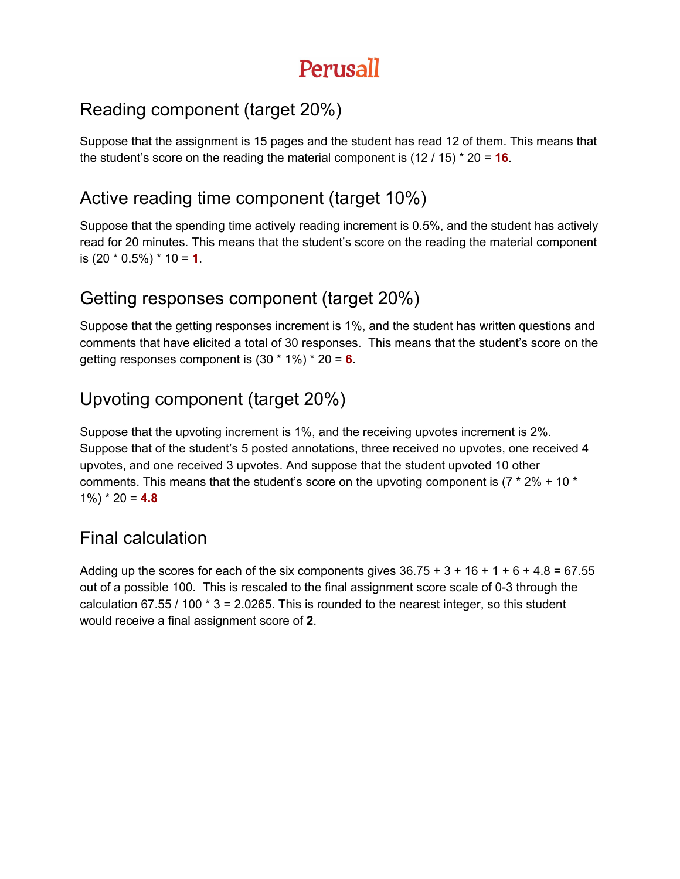# Perusall

## Reading component (target 20%)

Suppose that the assignment is 15 pages and the student has read 12 of them. This means that the student's score on the reading the material component is (12 / 15) * 20 = **16**.

## Active reading time component (target 10%)

Suppose that the spending time actively reading increment is 0.5%, and the student has actively read for 20 minutes. This means that the student's score on the reading the material component is (20 * 0.5%) * 10 = **1**.

## Getting responses component (target 20%)

Suppose that the getting responses increment is 1%, and the student has written questions and comments that have elicited a total of 30 responses. This means that the student's score on the getting responses component is (30 * 1%) * 20 = **6**.

## Upvoting component (target 20%)

Suppose that the upvoting increment is 1%, and the receiving upvotes increment is 2%. Suppose that of the student's 5 posted annotations, three received no upvotes, one received 4 upvotes, and one received 3 upvotes. And suppose that the student upvoted 10 other comments. This means that the student's score on the upvoting component is (7 * 2% + 10 * 1%) * 20 = **4.8**

## Final calculation

Adding up the scores for each of the six components gives 36.75 + 3 + 16 + 1 + 6 + 4.8 = 67.55 out of a possible 100. This is rescaled to the final assignment score scale of 0-3 through the calculation 67.55 / 100 * 3 = 2.0265. This is rounded to the nearest integer, so this student would receive a final assignment score of **2**.